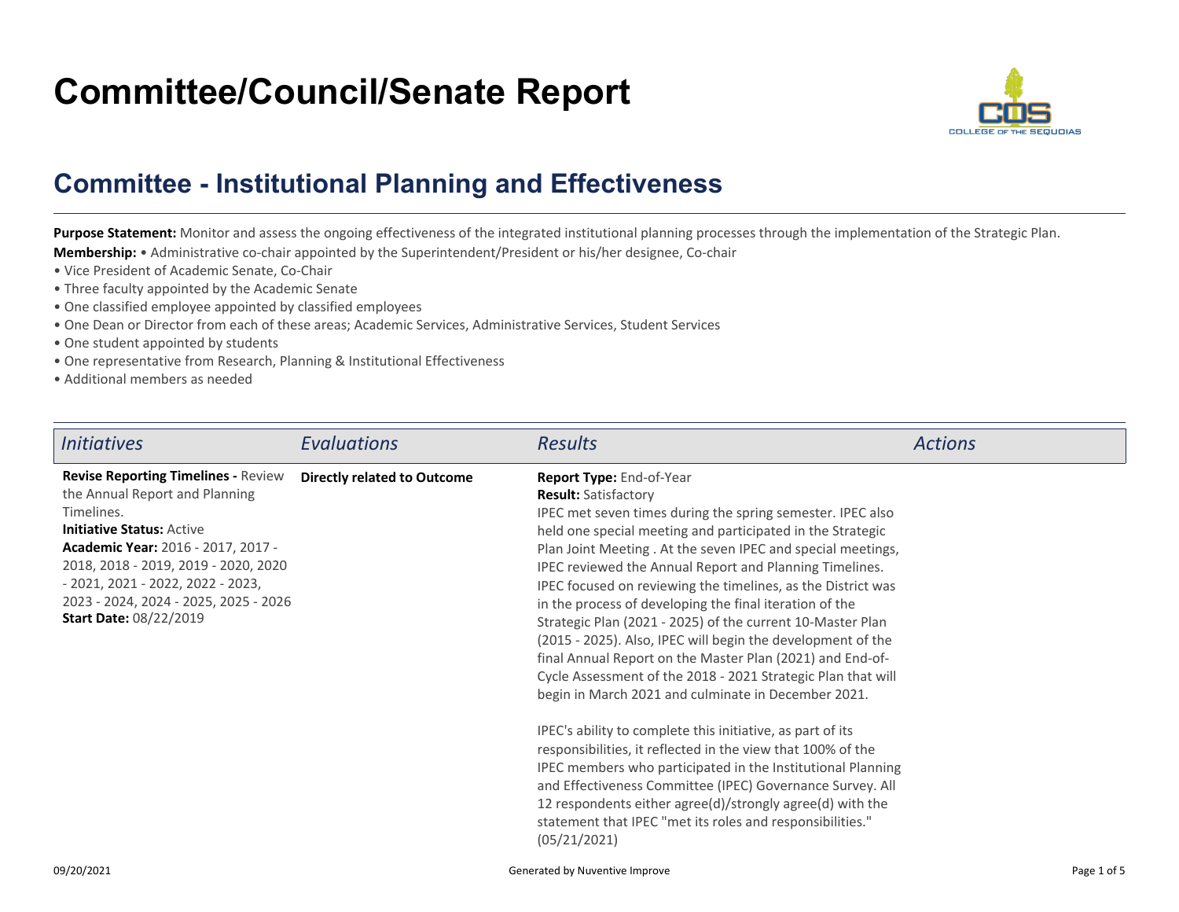# Committee/Council/Senate Report

## Committee - Institutional Planning and Effectiveness

**Purpose Statement:** Monitor and assess the ongoing effectiveness of the integrated institutional planning processes through the implementation of the Strategic Plan.

**Membership:** • Administrative co-chair appointed by the Superintendent/President or his/her designee, Co-chair

- Vice President of Academic Senate, Co-Chair
- Three faculty appointed by the Academic Senate
- One classified employee appointed by classified employees
- One Dean or Director from each of these areas; Academic Services, Administrative Services, Student Services
- One student appointed by students
- One representative from Research, Planning & Institutional Effectiveness
- Additional members as needed

| *Initiatives* | *Evaluations* | *Results* | *Actions* |
|---|---|---|---|
| **Revise Reporting Timelines -** Review the Annual Report and Planning Timelines.<br>**Initiative Status:** Active<br>**Academic Year:** 2016 - 2017, 2017 - 2018, 2018 - 2019, 2019 - 2020, 2020 - 2021, 2021 - 2022, 2022 - 2023, 2023 - 2024, 2024 - 2025, 2025 - 2026<br>**Start Date:** 08/22/2019 | **Directly related to Outcome** | **Report Type:** End-of-Year<br>**Result:** Satisfactory<br>IPEC met seven times during the spring semester. IPEC also held one special meeting and participated in the Strategic Plan Joint Meeting . At the seven IPEC and special meetings, IPEC reviewed the Annual Report and Planning Timelines. IPEC focused on reviewing the timelines, as the District was in the process of developing the final iteration of the Strategic Plan (2021 - 2025) of the current 10-Master Plan (2015 - 2025). Also, IPEC will begin the development of the final Annual Report on the Master Plan (2021) and End-of-Cycle Assessment of the 2018 - 2021 Strategic Plan that will begin in March 2021 and culminate in December 2021.<br><br>IPEC's ability to complete this initiative, as part of its responsibilities, it reflected in the view that 100% of the IPEC members who participated in the Institutional Planning and Effectiveness Committee (IPEC) Governance Survey. All 12 respondents either agree(d)/strongly agree(d) with the statement that IPEC "met its roles and responsibilities." (05/21/2021) | |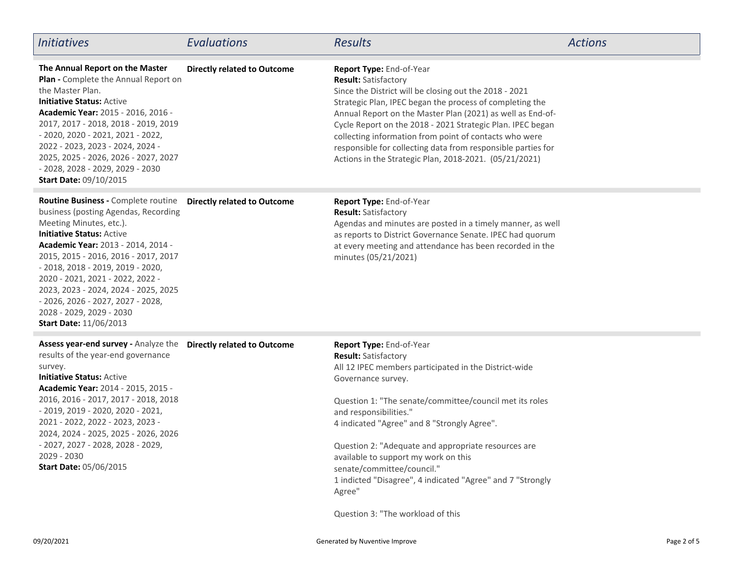| *Initiatives* | *Evaluations* | *Results* | *Actions* |
|---|---|---|---|
| **The Annual Report on the Master Plan -** Complete the Annual Report on the Master Plan.<br>**Initiative Status:** Active<br>**Academic Year:** 2015 - 2016, 2016 - 2017, 2017 - 2018, 2018 - 2019, 2019 - 2020, 2020 - 2021, 2021 - 2022, 2022 - 2023, 2023 - 2024, 2024 - 2025, 2025 - 2026, 2026 - 2027, 2027 - 2028, 2028 - 2029, 2029 - 2030<br>**Start Date:** 09/10/2015 | **Directly related to Outcome** | **Report Type:** End-of-Year<br>**Result:** Satisfactory<br>Since the District will be closing out the 2018 - 2021 Strategic Plan, IPEC began the process of completing the Annual Report on the Master Plan (2021) as well as End-of-Cycle Report on the 2018 - 2021 Strategic Plan. IPEC began collecting information from point of contacts who were responsible for collecting data from responsible parties for Actions in the Strategic Plan, 2018-2021. (05/21/2021) | |
| **Routine Business -** Complete routine business (posting Agendas, Recording Meeting Minutes, etc.).<br>**Initiative Status:** Active<br>**Academic Year:** 2013 - 2014, 2014 - 2015, 2015 - 2016, 2016 - 2017, 2017 - 2018, 2018 - 2019, 2019 - 2020, 2020 - 2021, 2021 - 2022, 2022 - 2023, 2023 - 2024, 2024 - 2025, 2025 - 2026, 2026 - 2027, 2027 - 2028, 2028 - 2029, 2029 - 2030<br>**Start Date:** 11/06/2013 | **Directly related to Outcome** | **Report Type:** End-of-Year<br>**Result:** Satisfactory<br>Agendas and minutes are posted in a timely manner, as well as reports to District Governance Senate. IPEC had quorum at every meeting and attendance has been recorded in the minutes (05/21/2021) | |
| **Assess year-end survey -** Analyze the results of the year-end governance survey.<br>**Initiative Status:** Active<br>**Academic Year:** 2014 - 2015, 2015 - 2016, 2016 - 2017, 2017 - 2018, 2018 - 2019, 2019 - 2020, 2020 - 2021, 2021 - 2022, 2022 - 2023, 2023 - 2024, 2024 - 2025, 2025 - 2026, 2026 - 2027, 2027 - 2028, 2028 - 2029, 2029 - 2030<br>**Start Date:** 05/06/2015 | **Directly related to Outcome** | **Report Type:** End-of-Year<br>**Result:** Satisfactory<br>All 12 IPEC members participated in the District-wide Governance survey.<br><br>Question 1: "The senate/committee/council met its roles and responsibilities."<br>4 indicated "Agree" and 8 "Strongly Agree".<br><br>Question 2: "Adequate and appropriate resources are available to support my work on this senate/committee/council."<br>1 indicted "Disagree", 4 indicated "Agree" and 7 "Strongly Agree"<br><br>Question 3: "The workload of this | |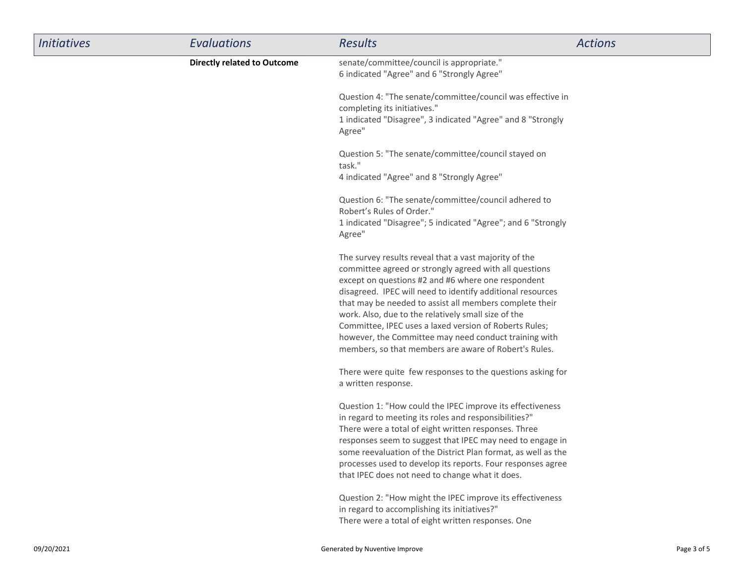| *Initiatives* | *Evaluations* | *Results* | *Actions* |
|---|---|---|---|
| | **Directly related to Outcome** | senate/committee/council is appropriate."<br>6 indicated "Agree" and 6 "Strongly Agree"<br><br>Question 4: "The senate/committee/council was effective in completing its initiatives."<br>1 indicated "Disagree", 3 indicated "Agree" and 8 "Strongly Agree"<br><br>Question 5: "The senate/committee/council stayed on task."<br>4 indicated "Agree" and 8 "Strongly Agree"<br><br>Question 6: "The senate/committee/council adhered to Robert's Rules of Order."<br>1 indicated "Disagree"; 5 indicated "Agree"; and 6 "Strongly Agree"<br><br>The survey results reveal that a vast majority of the committee agreed or strongly agreed with all questions except on questions #2 and #6 where one respondent disagreed. IPEC will need to identify additional resources that may be needed to assist all members complete their work. Also, due to the relatively small size of the Committee, IPEC uses a laxed version of Roberts Rules; however, the Committee may need conduct training with members, so that members are aware of Robert's Rules.<br><br>There were quite few responses to the questions asking for a written response.<br><br>Question 1: "How could the IPEC improve its effectiveness in regard to meeting its roles and responsibilities?"<br>There were a total of eight written responses. Three responses seem to suggest that IPEC may need to engage in some reevaluation of the District Plan format, as well as the processes used to develop its reports. Four responses agree that IPEC does not need to change what it does.<br><br>Question 2: "How might the IPEC improve its effectiveness in regard to accomplishing its initiatives?"<br>There were a total of eight written responses. One | |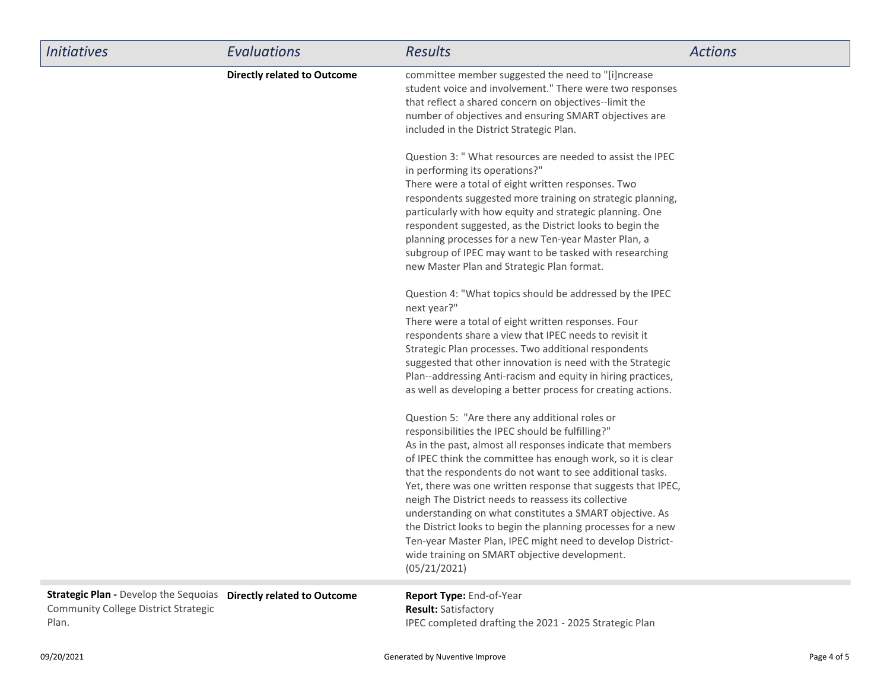| *Initiatives* | *Evaluations* | *Results* | *Actions* |
|---|---|---|---|
| | **Directly related to Outcome** | committee member suggested the need to "[i]ncrease student voice and involvement." There were two responses that reflect a shared concern on objectives--limit the number of objectives and ensuring SMART objectives are included in the District Strategic Plan.<br><br>Question 3: " What resources are needed to assist the IPEC in performing its operations?"<br>There were a total of eight written responses. Two respondents suggested more training on strategic planning, particularly with how equity and strategic planning. One respondent suggested, as the District looks to begin the planning processes for a new Ten-year Master Plan, a subgroup of IPEC may want to be tasked with researching new Master Plan and Strategic Plan format.<br><br>Question 4: "What topics should be addressed by the IPEC next year?"<br>There were a total of eight written responses. Four respondents share a view that IPEC needs to revisit it Strategic Plan processes. Two additional respondents suggested that other innovation is need with the Strategic Plan--addressing Anti-racism and equity in hiring practices, as well as developing a better process for creating actions.<br><br>Question 5: "Are there any additional roles or responsibilities the IPEC should be fulfilling?"<br>As in the past, almost all responses indicate that members of IPEC think the committee has enough work, so it is clear that the respondents do not want to see additional tasks. Yet, there was one written response that suggests that IPEC, neigh The District needs to reassess its collective understanding on what constitutes a SMART objective. As the District looks to begin the planning processes for a new Ten-year Master Plan, IPEC might need to develop District-wide training on SMART objective development. (05/21/2021) | |
| **Strategic Plan -** Develop the Sequoias Community College District Strategic Plan. | **Directly related to Outcome** | **Report Type:** End-of-Year<br>**Result:** Satisfactory<br>IPEC completed drafting the 2021 - 2025 Strategic Plan | |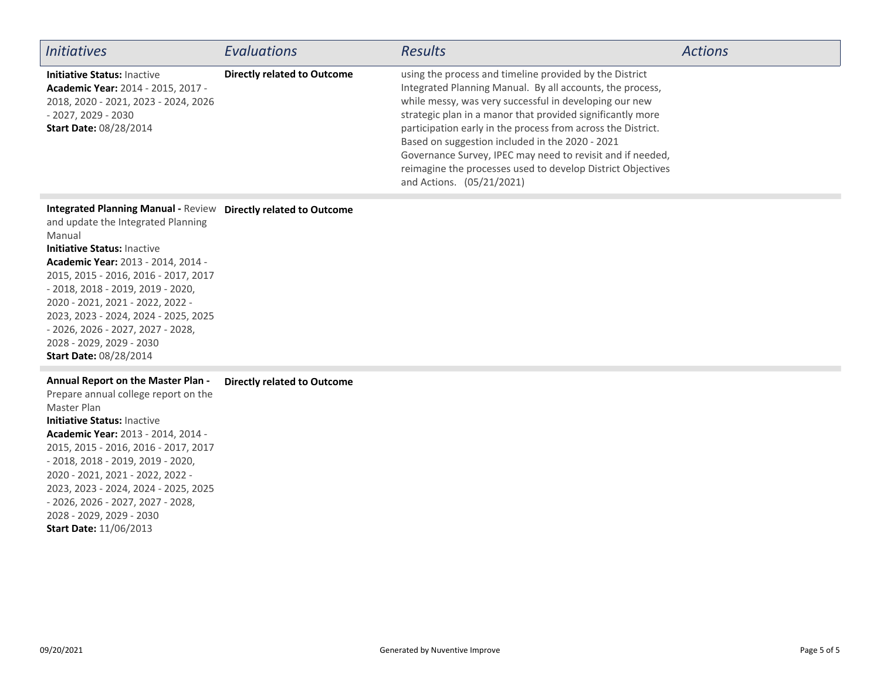| Initiatives | Evaluations | Results | Actions |
|---|---|---|---|
| **Initiative Status:** Inactive<br>**Academic Year:** 2014 - 2015, 2017 - 2018, 2020 - 2021, 2023 - 2024, 2026 - 2027, 2029 - 2030<br>**Start Date:** 08/28/2014 | **Directly related to Outcome** | using the process and timeline provided by the District Integrated Planning Manual. By all accounts, the process, while messy, was very successful in developing our new strategic plan in a manor that provided significantly more participation early in the process from across the District. Based on suggestion included in the 2020 - 2021 Governance Survey, IPEC may need to revisit and if needed, reimagine the processes used to develop District Objectives and Actions. (05/21/2021) | |
| **Integrated Planning Manual -** Review and update the Integrated Planning Manual<br>**Initiative Status:** Inactive<br>**Academic Year:** 2013 - 2014, 2014 - 2015, 2015 - 2016, 2016 - 2017, 2017 - 2018, 2018 - 2019, 2019 - 2020, 2020 - 2021, 2021 - 2022, 2022 - 2023, 2023 - 2024, 2024 - 2025, 2025 - 2026, 2026 - 2027, 2027 - 2028, 2028 - 2029, 2029 - 2030<br>**Start Date:** 08/28/2014 | **Directly related to Outcome** | | |
| **Annual Report on the Master Plan -** Prepare annual college report on the Master Plan<br>**Initiative Status:** Inactive<br>**Academic Year:** 2013 - 2014, 2014 - 2015, 2015 - 2016, 2016 - 2017, 2017 - 2018, 2018 - 2019, 2019 - 2020, 2020 - 2021, 2021 - 2022, 2022 - 2023, 2023 - 2024, 2024 - 2025, 2025 - 2026, 2026 - 2027, 2027 - 2028, 2028 - 2029, 2029 - 2030<br>**Start Date:** 11/06/2013 | **Directly related to Outcome** | | |